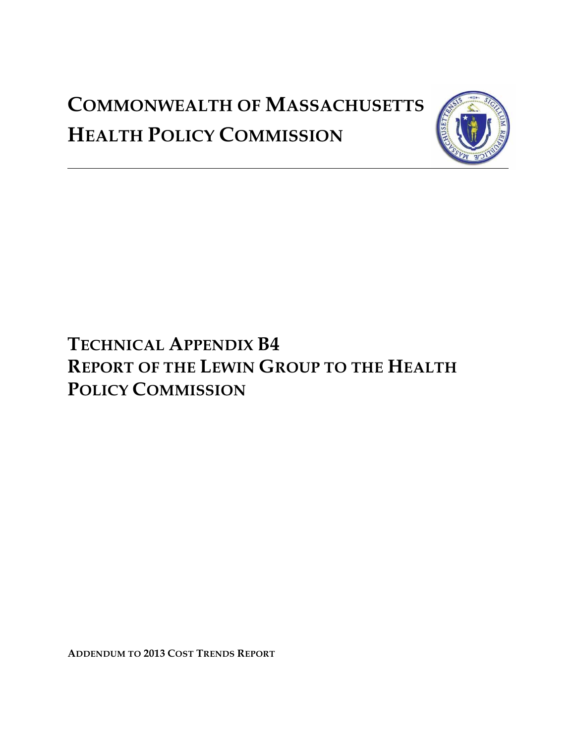# Commonwealth of Massachusetts
# Health Policy Commission

---

# Technical Appendix B4
# Report of the Lewin Group to the Health Policy Commission

**Addendum to 2013 Cost Trends Report**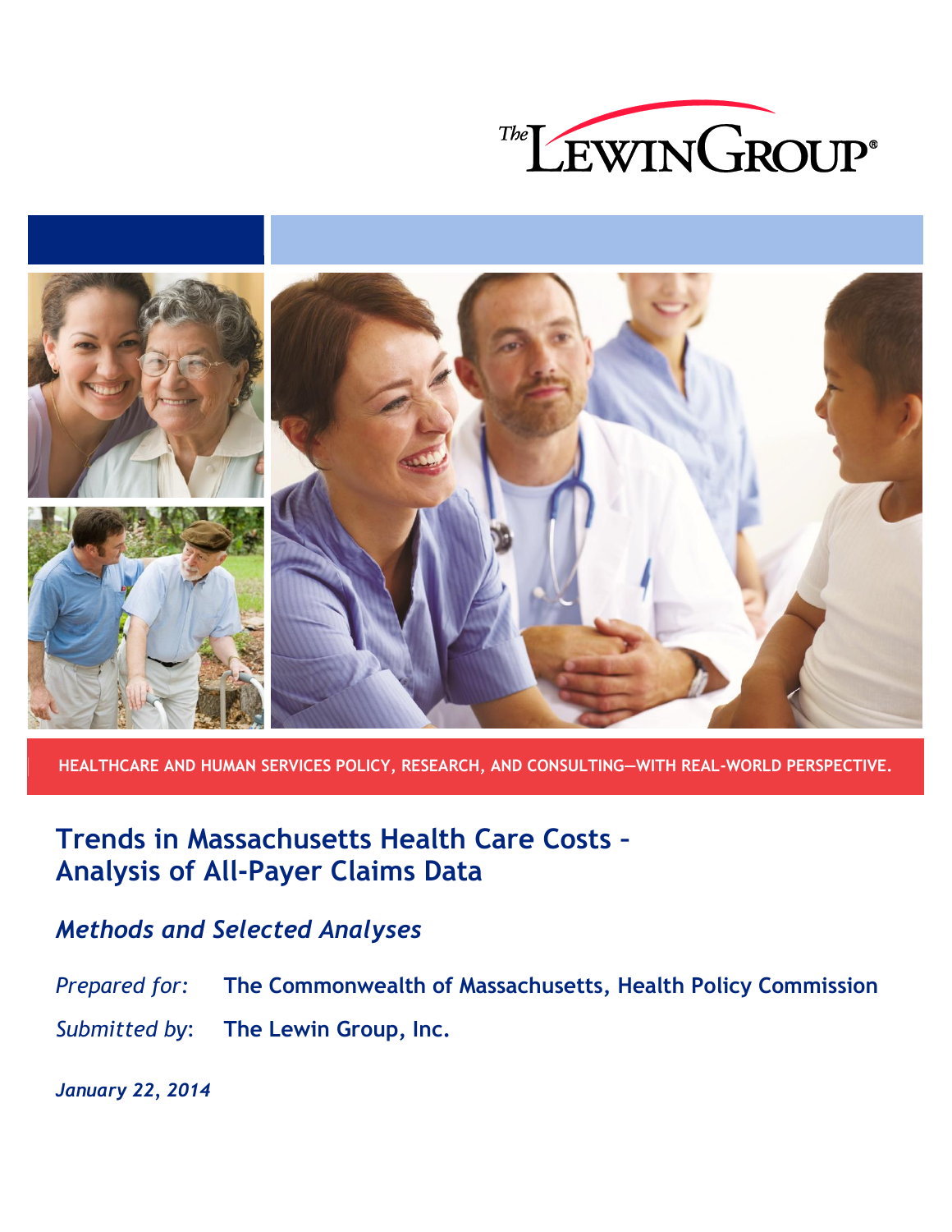The Lewin Group

HEALTHCARE AND HUMAN SERVICES POLICY, RESEARCH, AND CONSULTING—WITH REAL-WORLD PERSPECTIVE.

# Trends in Massachusetts Health Care Costs – Analysis of All-Payer Claims Data

## *Methods and Selected Analyses*

*Prepared for:* **The Commonwealth of Massachusetts, Health Policy Commission**

*Submitted by:* **The Lewin Group, Inc.**

***January 22, 2014***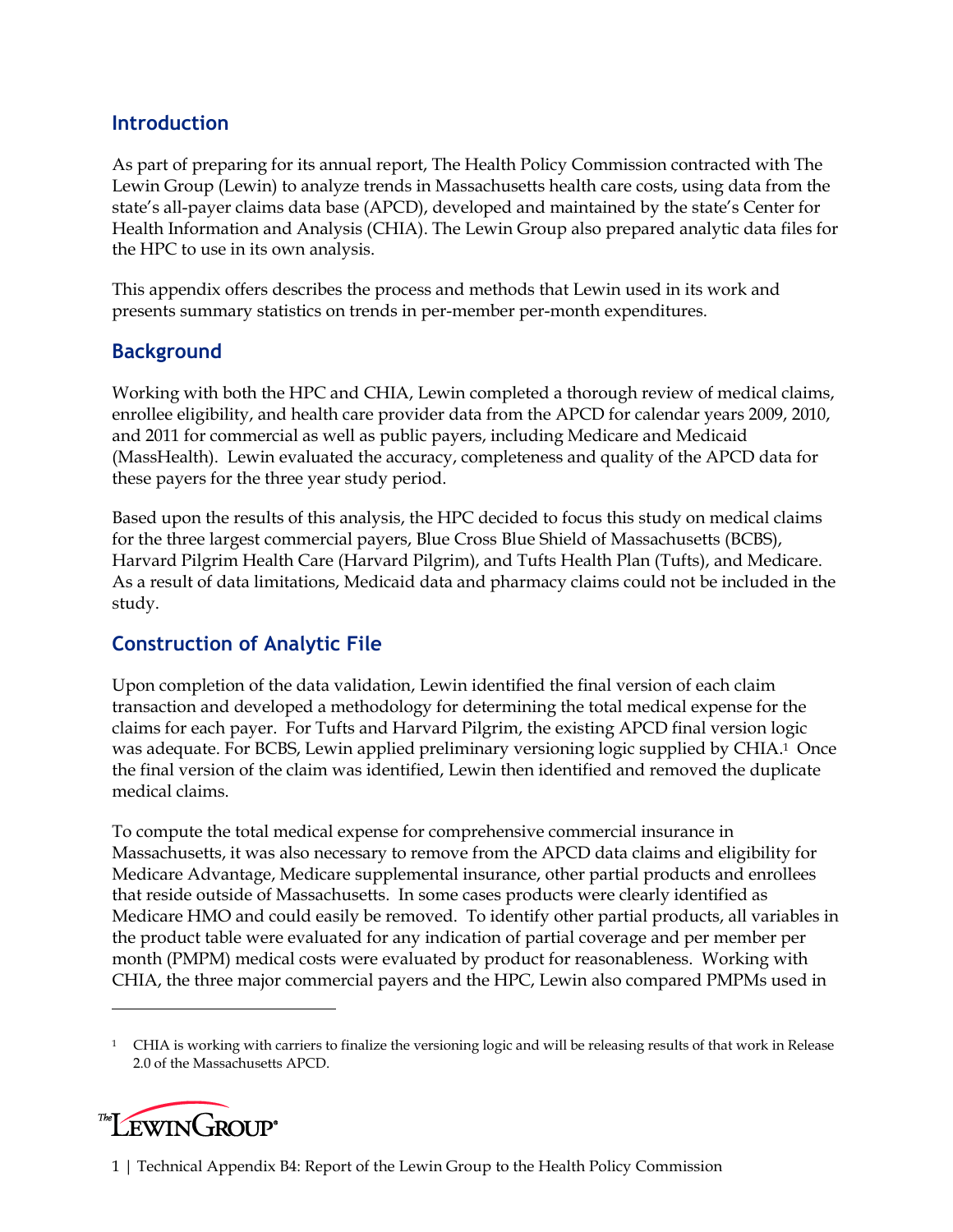## Introduction

As part of preparing for its annual report, The Health Policy Commission contracted with The Lewin Group (Lewin) to analyze trends in Massachusetts health care costs, using data from the state's all-payer claims data base (APCD), developed and maintained by the state's Center for Health Information and Analysis (CHIA). The Lewin Group also prepared analytic data files for the HPC to use in its own analysis.

This appendix offers describes the process and methods that Lewin used in its work and presents summary statistics on trends in per-member per-month expenditures.

## Background

Working with both the HPC and CHIA, Lewin completed a thorough review of medical claims, enrollee eligibility, and health care provider data from the APCD for calendar years 2009, 2010, and 2011 for commercial as well as public payers, including Medicare and Medicaid (MassHealth). Lewin evaluated the accuracy, completeness and quality of the APCD data for these payers for the three year study period.

Based upon the results of this analysis, the HPC decided to focus this study on medical claims for the three largest commercial payers, Blue Cross Blue Shield of Massachusetts (BCBS), Harvard Pilgrim Health Care (Harvard Pilgrim), and Tufts Health Plan (Tufts), and Medicare. As a result of data limitations, Medicaid data and pharmacy claims could not be included in the study.

## Construction of Analytic File

Upon completion of the data validation, Lewin identified the final version of each claim transaction and developed a methodology for determining the total medical expense for the claims for each payer. For Tufts and Harvard Pilgrim, the existing APCD final version logic was adequate. For BCBS, Lewin applied preliminary versioning logic supplied by CHIA.[1] Once the final version of the claim was identified, Lewin then identified and removed the duplicate medical claims.

To compute the total medical expense for comprehensive commercial insurance in Massachusetts, it was also necessary to remove from the APCD data claims and eligibility for Medicare Advantage, Medicare supplemental insurance, other partial products and enrollees that reside outside of Massachusetts. In some cases products were clearly identified as Medicare HMO and could easily be removed. To identify other partial products, all variables in the product table were evaluated for any indication of partial coverage and per member per month (PMPM) medical costs were evaluated by product for reasonableness. Working with CHIA, the three major commercial payers and the HPC, Lewin also compared PMPMs used in

[1] CHIA is working with carriers to finalize the versioning logic and will be releasing results of that work in Release 2.0 of the Massachusetts APCD.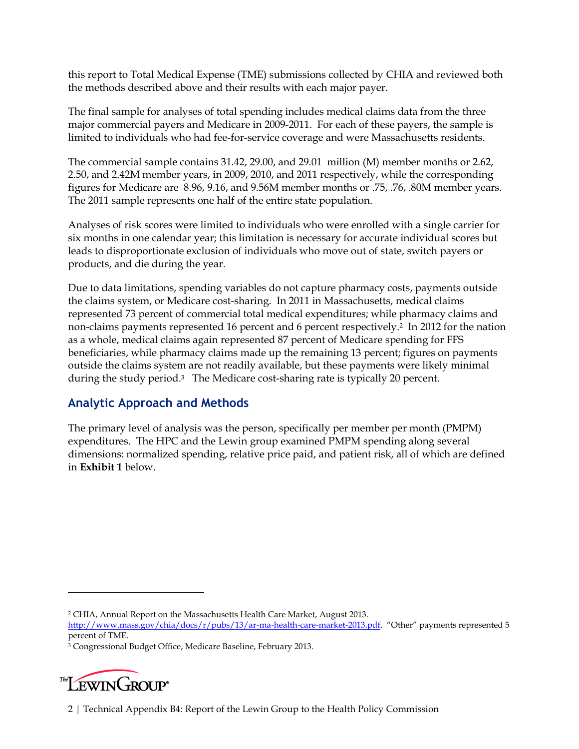this report to Total Medical Expense (TME) submissions collected by CHIA and reviewed both the methods described above and their results with each major payer.

The final sample for analyses of total spending includes medical claims data from the three major commercial payers and Medicare in 2009-2011. For each of these payers, the sample is limited to individuals who had fee-for-service coverage and were Massachusetts residents.

The commercial sample contains 31.42, 29.00, and 29.01 million (M) member months or 2.62, 2.50, and 2.42M member years, in 2009, 2010, and 2011 respectively, while the corresponding figures for Medicare are 8.96, 9.16, and 9.56M member months or .75, .76, .80M member years. The 2011 sample represents one half of the entire state population.

Analyses of risk scores were limited to individuals who were enrolled with a single carrier for six months in one calendar year; this limitation is necessary for accurate individual scores but leads to disproportionate exclusion of individuals who move out of state, switch payers or products, and die during the year.

Due to data limitations, spending variables do not capture pharmacy costs, payments outside the claims system, or Medicare cost-sharing. In 2011 in Massachusetts, medical claims represented 73 percent of commercial total medical expenditures; while pharmacy claims and non-claims payments represented 16 percent and 6 percent respectively.[2] In 2012 for the nation as a whole, medical claims again represented 87 percent of Medicare spending for FFS beneficiaries, while pharmacy claims made up the remaining 13 percent; figures on payments outside the claims system are not readily available, but these payments were likely minimal during the study period.[3] The Medicare cost-sharing rate is typically 20 percent.

## Analytic Approach and Methods

The primary level of analysis was the person, specifically per member per month (PMPM) expenditures. The HPC and the Lewin group examined PMPM spending along several dimensions: normalized spending, relative price paid, and patient risk, all of which are defined in **Exhibit 1** below.

---

[2] CHIA, Annual Report on the Massachusetts Health Care Market, August 2013. http://www.mass.gov/chia/docs/r/pubs/13/ar-ma-health-care-market-2013.pdf. "Other" payments represented 5 percent of TME.

[3] Congressional Budget Office, Medicare Baseline, February 2013.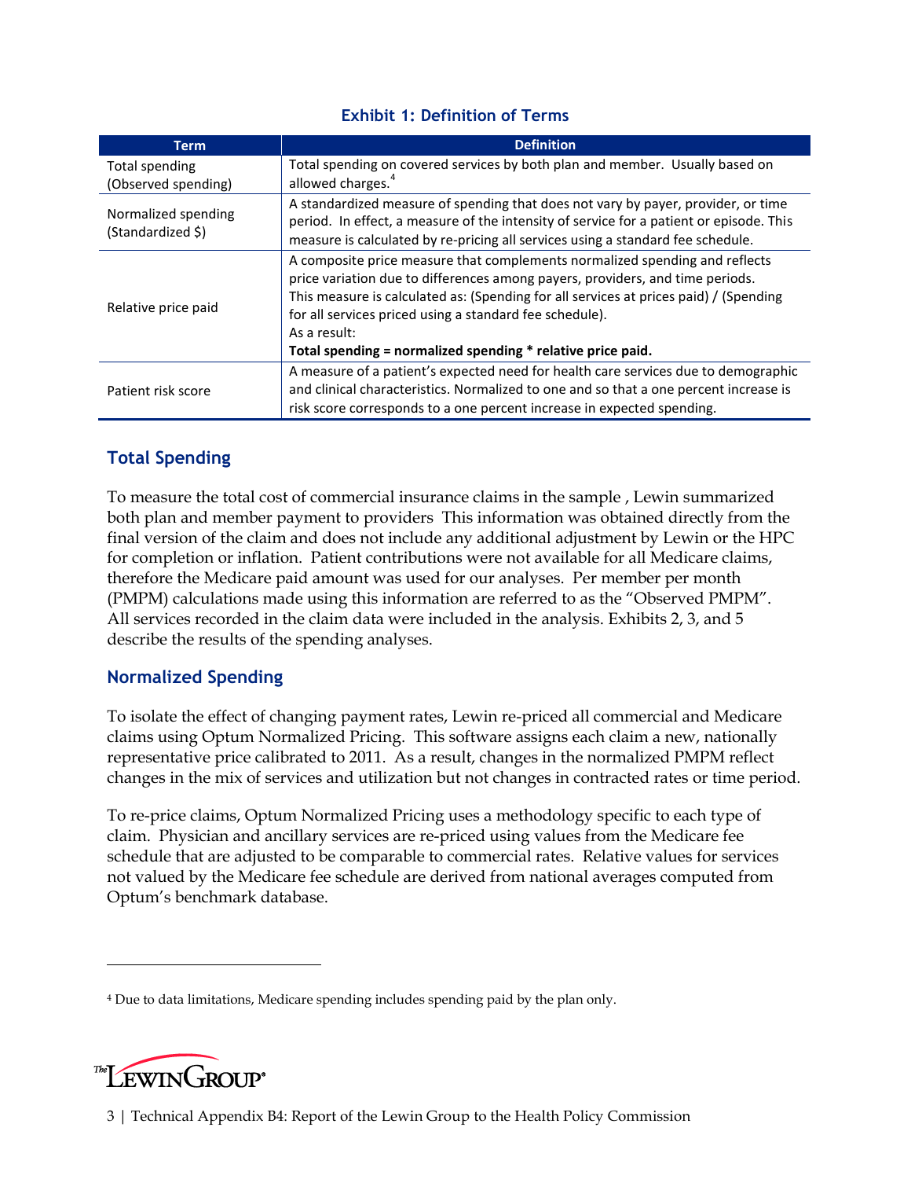### Exhibit 1: Definition of Terms

| Term | Definition |
|---|---|
| Total spending (Observed spending) | Total spending on covered services by both plan and member. Usually based on allowed charges.[4] |
| Normalized spending (Standardized $) | A standardized measure of spending that does not vary by payer, provider, or time period. In effect, a measure of the intensity of service for a patient or episode. This measure is calculated by re-pricing all services using a standard fee schedule. |
| Relative price paid | A composite price measure that complements normalized spending and reflects price variation due to differences among payers, providers, and time periods. This measure is calculated as: (Spending for all services at prices paid) / (Spending for all services priced using a standard fee schedule). As a result: **Total spending = normalized spending * relative price paid.** |
| Patient risk score | A measure of a patient's expected need for health care services due to demographic and clinical characteristics. Normalized to one and so that a one percent increase is risk score corresponds to a one percent increase in expected spending. |

## Total Spending

To measure the total cost of commercial insurance claims in the sample , Lewin summarized both plan and member payment to providers This information was obtained directly from the final version of the claim and does not include any additional adjustment by Lewin or the HPC for completion or inflation. Patient contributions were not available for all Medicare claims, therefore the Medicare paid amount was used for our analyses. Per member per month (PMPM) calculations made using this information are referred to as the "Observed PMPM". All services recorded in the claim data were included in the analysis. Exhibits 2, 3, and 5 describe the results of the spending analyses.

## Normalized Spending

To isolate the effect of changing payment rates, Lewin re-priced all commercial and Medicare claims using Optum Normalized Pricing. This software assigns each claim a new, nationally representative price calibrated to 2011. As a result, changes in the normalized PMPM reflect changes in the mix of services and utilization but not changes in contracted rates or time period.

To re-price claims, Optum Normalized Pricing uses a methodology specific to each type of claim. Physician and ancillary services are re-priced using values from the Medicare fee schedule that are adjusted to be comparable to commercial rates. Relative values for services not valued by the Medicare fee schedule are derived from national averages computed from Optum's benchmark database.

---

[4] Due to data limitations, Medicare spending includes spending paid by the plan only.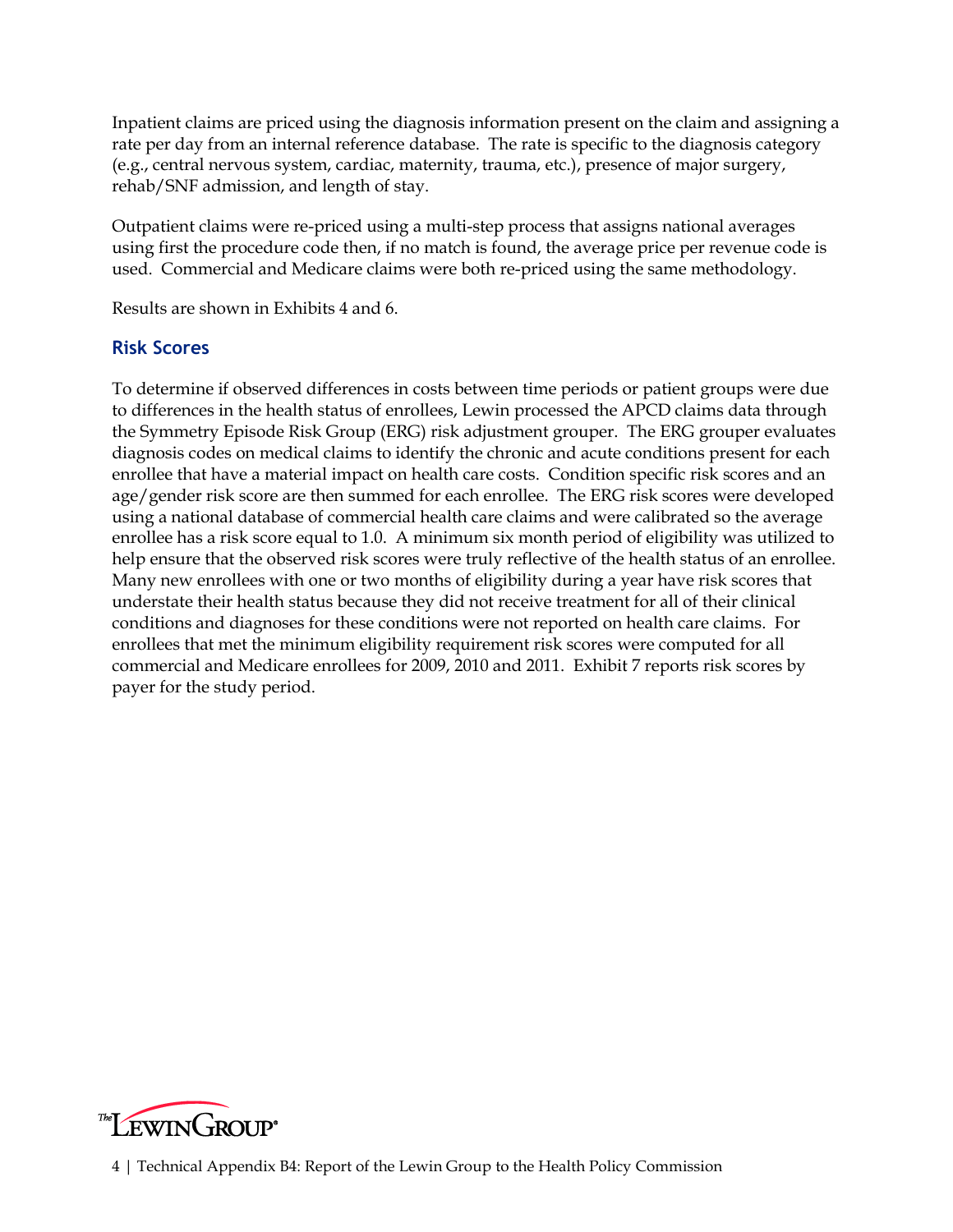Inpatient claims are priced using the diagnosis information present on the claim and assigning a rate per day from an internal reference database. The rate is specific to the diagnosis category (e.g., central nervous system, cardiac, maternity, trauma, etc.), presence of major surgery, rehab/SNF admission, and length of stay.

Outpatient claims were re-priced using a multi-step process that assigns national averages using first the procedure code then, if no match is found, the average price per revenue code is used. Commercial and Medicare claims were both re-priced using the same methodology.

Results are shown in Exhibits 4 and 6.

## Risk Scores

To determine if observed differences in costs between time periods or patient groups were due to differences in the health status of enrollees, Lewin processed the APCD claims data through the Symmetry Episode Risk Group (ERG) risk adjustment grouper. The ERG grouper evaluates diagnosis codes on medical claims to identify the chronic and acute conditions present for each enrollee that have a material impact on health care costs. Condition specific risk scores and an age/gender risk score are then summed for each enrollee. The ERG risk scores were developed using a national database of commercial health care claims and were calibrated so the average enrollee has a risk score equal to 1.0. A minimum six month period of eligibility was utilized to help ensure that the observed risk scores were truly reflective of the health status of an enrollee. Many new enrollees with one or two months of eligibility during a year have risk scores that understate their health status because they did not receive treatment for all of their clinical conditions and diagnoses for these conditions were not reported on health care claims. For enrollees that met the minimum eligibility requirement risk scores were computed for all commercial and Medicare enrollees for 2009, 2010 and 2011. Exhibit 7 reports risk scores by payer for the study period.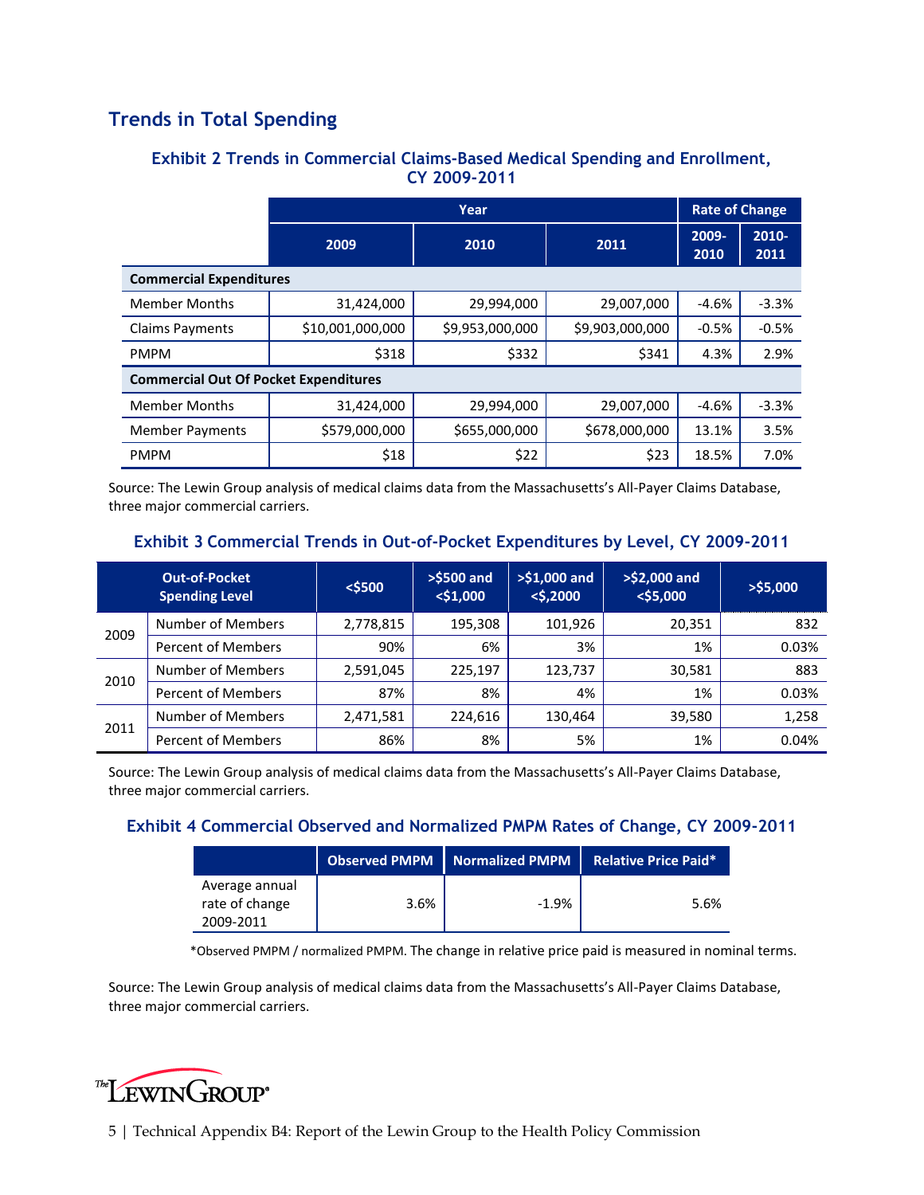## Trends in Total Spending

### Exhibit 2 Trends in Commercial Claims-Based Medical Spending and Enrollment, CY 2009-2011

| | Year | | | Rate of Change | |
|---|---|---|---|---|---|
| | 2009 | 2010 | 2011 | 2009-2010 | 2010-2011 |
| **Commercial Expenditures** | | | | | |
| Member Months | 31,424,000 | 29,994,000 | 29,007,000 | -4.6% | -3.3% |
| Claims Payments | $10,001,000,000 | $9,953,000,000 | $9,903,000,000 | -0.5% | -0.5% |
| PMPM | $318 | $332 | $341 | 4.3% | 2.9% |
| **Commercial Out Of Pocket Expenditures** | | | | | |
| Member Months | 31,424,000 | 29,994,000 | 29,007,000 | -4.6% | -3.3% |
| Member Payments | $579,000,000 | $655,000,000 | $678,000,000 | 13.1% | 3.5% |
| PMPM | $18 | $22 | $23 | 18.5% | 7.0% |

Source: The Lewin Group analysis of medical claims data from the Massachusetts's All-Payer Claims Database, three major commercial carriers.

### Exhibit 3 Commercial Trends in Out-of-Pocket Expenditures by Level, CY 2009-2011

| Out-of-Pocket Spending Level | | <$500 | >$500 and <$1,000 | >$1,000 and <$,2000 | >$2,000 and <$5,000 | >$5,000 |
|---|---|---|---|---|---|---|
| 2009 | Number of Members | 2,778,815 | 195,308 | 101,926 | 20,351 | 832 |
| | Percent of Members | 90% | 6% | 3% | 1% | 0.03% |
| 2010 | Number of Members | 2,591,045 | 225,197 | 123,737 | 30,581 | 883 |
| | Percent of Members | 87% | 8% | 4% | 1% | 0.03% |
| 2011 | Number of Members | 2,471,581 | 224,616 | 130,464 | 39,580 | 1,258 |
| | Percent of Members | 86% | 8% | 5% | 1% | 0.04% |

Source: The Lewin Group analysis of medical claims data from the Massachusetts's All-Payer Claims Database, three major commercial carriers.

### Exhibit 4 Commercial Observed and Normalized PMPM Rates of Change, CY 2009-2011

| | Observed PMPM | Normalized PMPM | Relative Price Paid* |
|---|---|---|---|
| Average annual rate of change 2009-2011 | 3.6% | -1.9% | 5.6% |

*Observed PMPM / normalized PMPM. The change in relative price paid is measured in nominal terms.

Source: The Lewin Group analysis of medical claims data from the Massachusetts's All-Payer Claims Database, three major commercial carriers.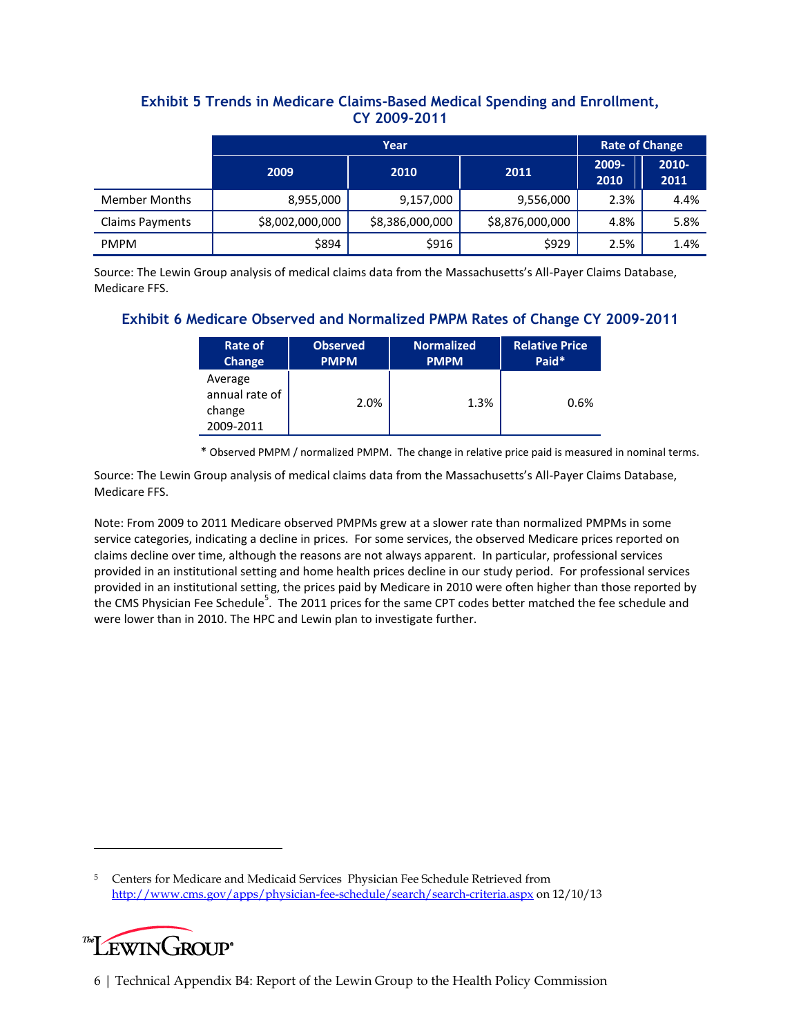### Exhibit 5 Trends in Medicare Claims-Based Medical Spending and Enrollment, CY 2009-2011

| | Year | | | Rate of Change | |
|---|---|---|---|---|---|
| | 2009 | 2010 | 2011 | 2009-2010 | 2010-2011 |
| Member Months | 8,955,000 | 9,157,000 | 9,556,000 | 2.3% | 4.4% |
| Claims Payments | $8,002,000,000 | $8,386,000,000 | $8,876,000,000 | 4.8% | 5.8% |
| PMPM | $894 | $916 | $929 | 2.5% | 1.4% |

Source: The Lewin Group analysis of medical claims data from the Massachusetts's All-Payer Claims Database, Medicare FFS.

### Exhibit 6 Medicare Observed and Normalized PMPM Rates of Change CY 2009-2011

| Rate of Change | Observed PMPM | Normalized PMPM | Relative Price Paid* |
|---|---|---|---|
| Average annual rate of change 2009-2011 | 2.0% | 1.3% | 0.6% |

* Observed PMPM / normalized PMPM. The change in relative price paid is measured in nominal terms.

Source: The Lewin Group analysis of medical claims data from the Massachusetts's All-Payer Claims Database, Medicare FFS.

Note: From 2009 to 2011 Medicare observed PMPMs grew at a slower rate than normalized PMPMs in some service categories, indicating a decline in prices. For some services, the observed Medicare prices reported on claims decline over time, although the reasons are not always apparent. In particular, professional services provided in an institutional setting and home health prices decline in our study period. For professional services provided in an institutional setting, the prices paid by Medicare in 2010 were often higher than those reported by the CMS Physician Fee Schedule[5]. The 2011 prices for the same CPT codes better matched the fee schedule and were lower than in 2010. The HPC and Lewin plan to investigate further.

[5] Centers for Medicare and Medicaid Services Physician Fee Schedule Retrieved from http://www.cms.gov/apps/physician-fee-schedule/search/search-criteria.aspx on 12/10/13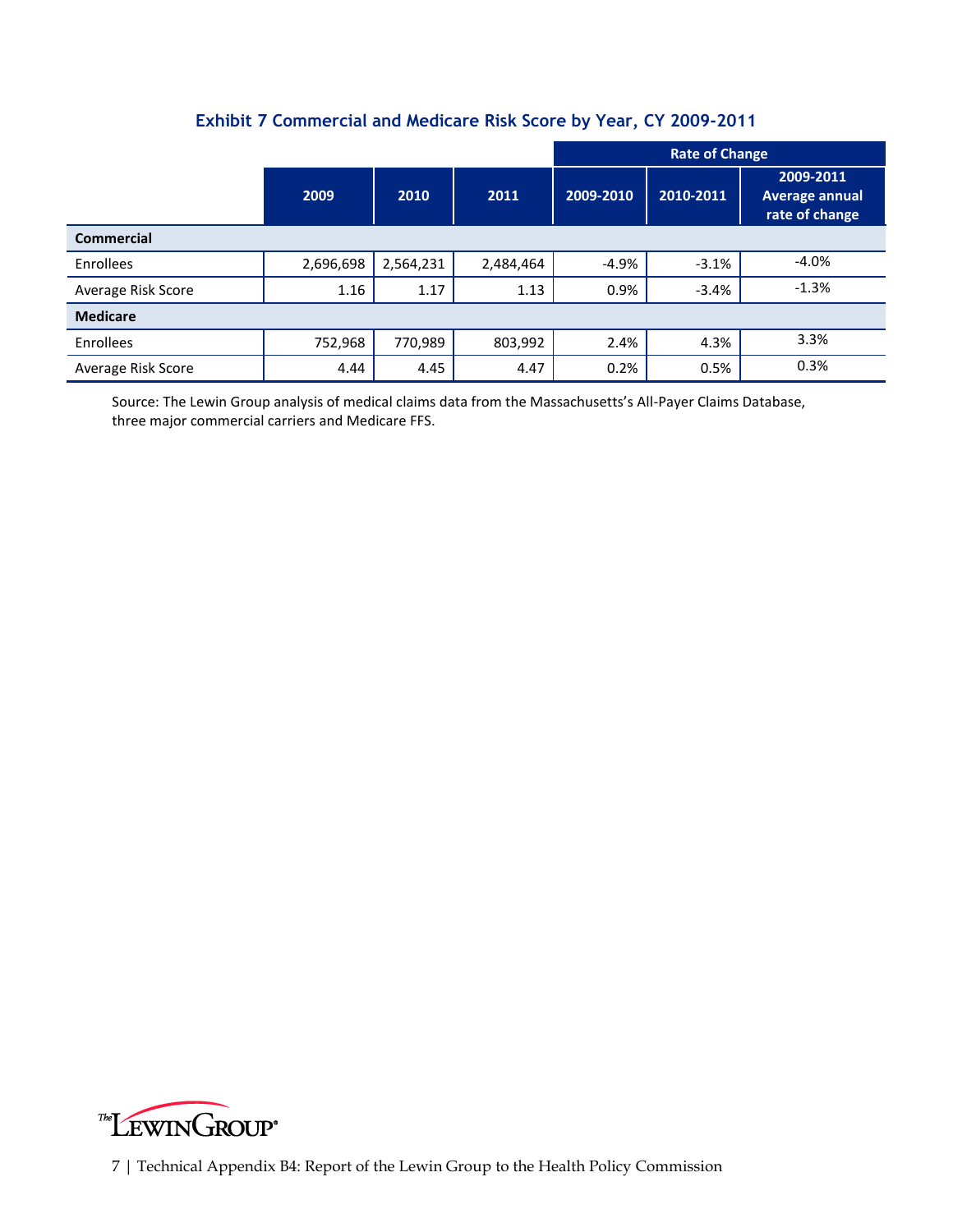### Exhibit 7 Commercial and Medicare Risk Score by Year, CY 2009-2011

| | 2009 | 2010 | 2011 | Rate of Change | | |
|---|---|---|---|---|---|---|
| | | | | 2009-2010 | 2010-2011 | 2009-2011 Average annual rate of change |
| **Commercial** | | | | | | |
| Enrollees | 2,696,698 | 2,564,231 | 2,484,464 | -4.9% | -3.1% | -4.0% |
| Average Risk Score | 1.16 | 1.17 | 1.13 | 0.9% | -3.4% | -1.3% |
| **Medicare** | | | | | | |
| Enrollees | 752,968 | 770,989 | 803,992 | 2.4% | 4.3% | 3.3% |
| Average Risk Score | 4.44 | 4.45 | 4.47 | 0.2% | 0.5% | 0.3% |

Source: The Lewin Group analysis of medical claims data from the Massachusetts's All-Payer Claims Database, three major commercial carriers and Medicare FFS.